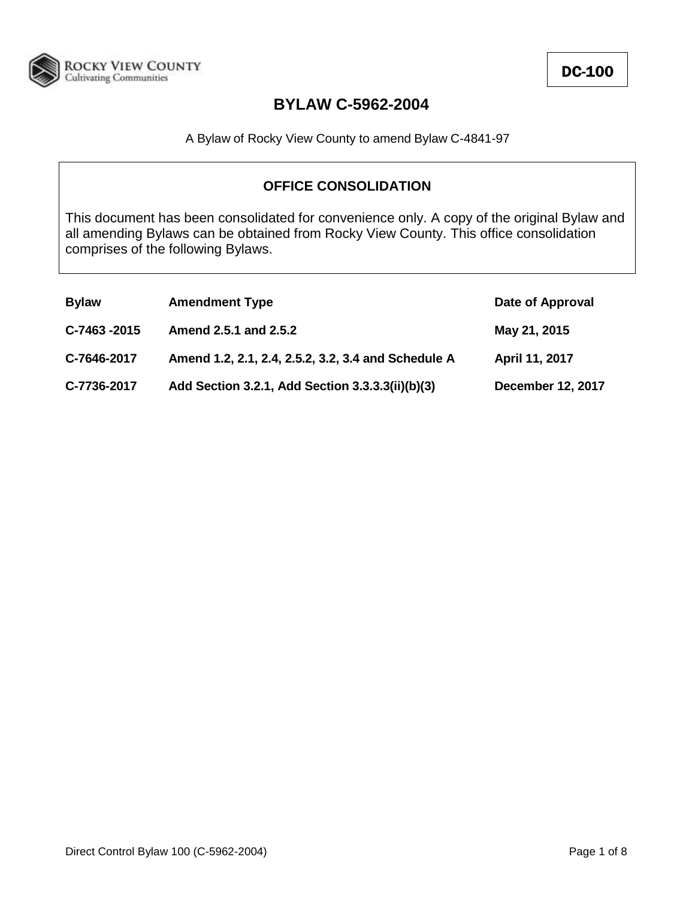**DC-100**

# BYLAW C-5962-2004

A Bylaw of Rocky View County to amend Bylaw C-4841-97

## OFFICE CONSOLIDATION

This document has been consolidated for convenience only. A copy of the original Bylaw and all amending Bylaws can be obtained from Rocky View County. This office consolidation comprises of the following Bylaws.

| Bylaw | Amendment Type | Date of Approval |
| --- | --- | --- |
| C-7463 -2015 | Amend 2.5.1 and 2.5.2 | May 21, 2015 |
| C-7646-2017 | Amend 1.2, 2.1, 2.4, 2.5.2, 3.2, 3.4 and Schedule A | April 11, 2017 |
| C-7736-2017 | Add Section 3.2.1, Add Section 3.3.3.3(ii)(b)(3) | December 12, 2017 |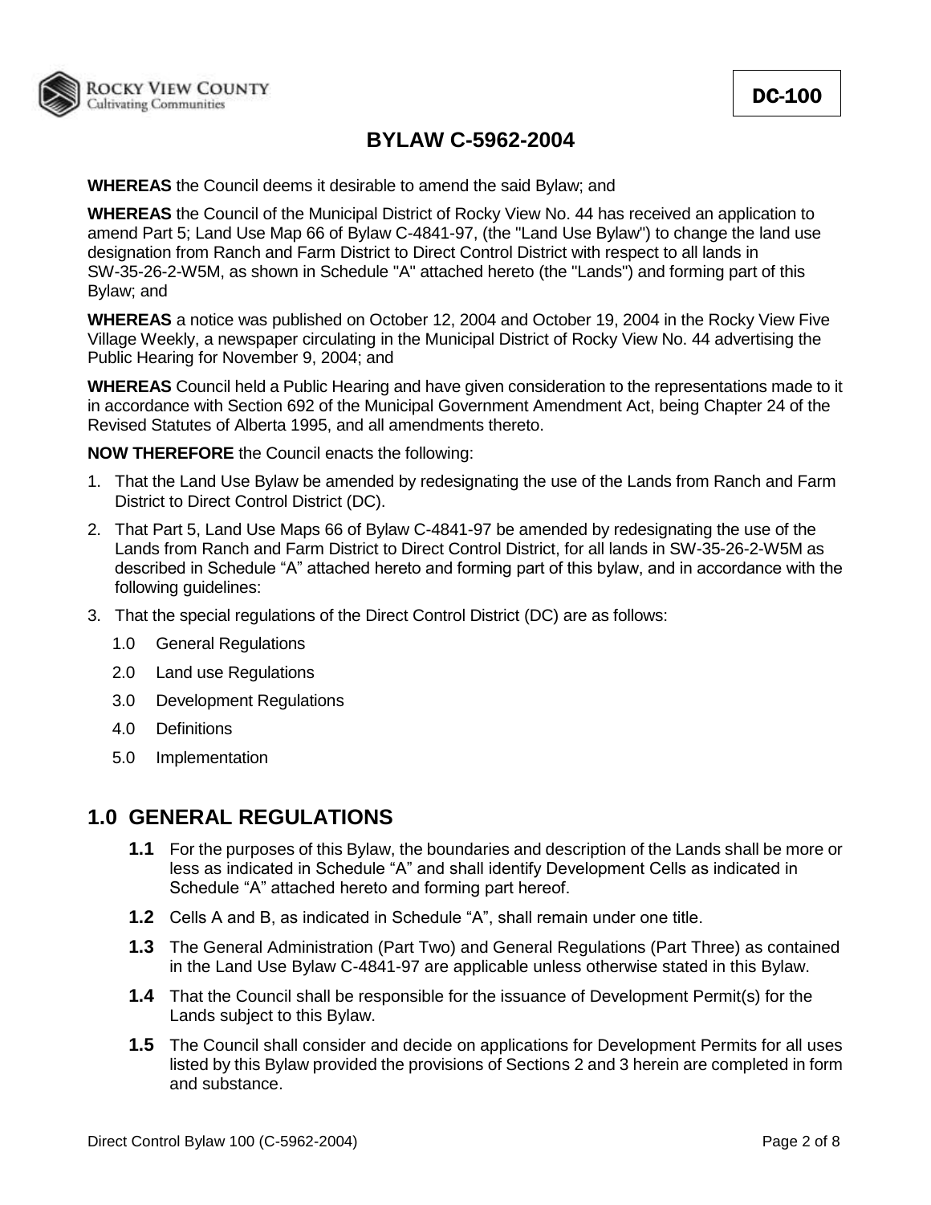DC-100

# BYLAW C-5962-2004

**WHEREAS** the Council deems it desirable to amend the said Bylaw; and

**WHEREAS** the Council of the Municipal District of Rocky View No. 44 has received an application to amend Part 5; Land Use Map 66 of Bylaw C-4841-97, (the "Land Use Bylaw") to change the land use designation from Ranch and Farm District to Direct Control District with respect to all lands in SW-35-26-2-W5M, as shown in Schedule "A" attached hereto (the "Lands") and forming part of this Bylaw; and

**WHEREAS** a notice was published on October 12, 2004 and October 19, 2004 in the Rocky View Five Village Weekly, a newspaper circulating in the Municipal District of Rocky View No. 44 advertising the Public Hearing for November 9, 2004; and

**WHEREAS** Council held a Public Hearing and have given consideration to the representations made to it in accordance with Section 692 of the Municipal Government Amendment Act, being Chapter 24 of the Revised Statutes of Alberta 1995, and all amendments thereto.

**NOW THEREFORE** the Council enacts the following:

1. That the Land Use Bylaw be amended by redesignating the use of the Lands from Ranch and Farm District to Direct Control District (DC).
2. That Part 5, Land Use Maps 66 of Bylaw C-4841-97 be amended by redesignating the use of the Lands from Ranch and Farm District to Direct Control District, for all lands in SW-35-26-2-W5M as described in Schedule “A” attached hereto and forming part of this bylaw, and in accordance with the following guidelines:
3. That the special regulations of the Direct Control District (DC) are as follows:
   - 1.0 General Regulations
   - 2.0 Land use Regulations
   - 3.0 Development Regulations
   - 4.0 Definitions
   - 5.0 Implementation

## 1.0 GENERAL REGULATIONS

**1.1** For the purposes of this Bylaw, the boundaries and description of the Lands shall be more or less as indicated in Schedule “A” and shall identify Development Cells as indicated in Schedule “A” attached hereto and forming part hereof.

**1.2** Cells A and B, as indicated in Schedule “A”, shall remain under one title.

**1.3** The General Administration (Part Two) and General Regulations (Part Three) as contained in the Land Use Bylaw C-4841-97 are applicable unless otherwise stated in this Bylaw.

**1.4** That the Council shall be responsible for the issuance of Development Permit(s) for the Lands subject to this Bylaw.

**1.5** The Council shall consider and decide on applications for Development Permits for all uses listed by this Bylaw provided the provisions of Sections 2 and 3 herein are completed in form and substance.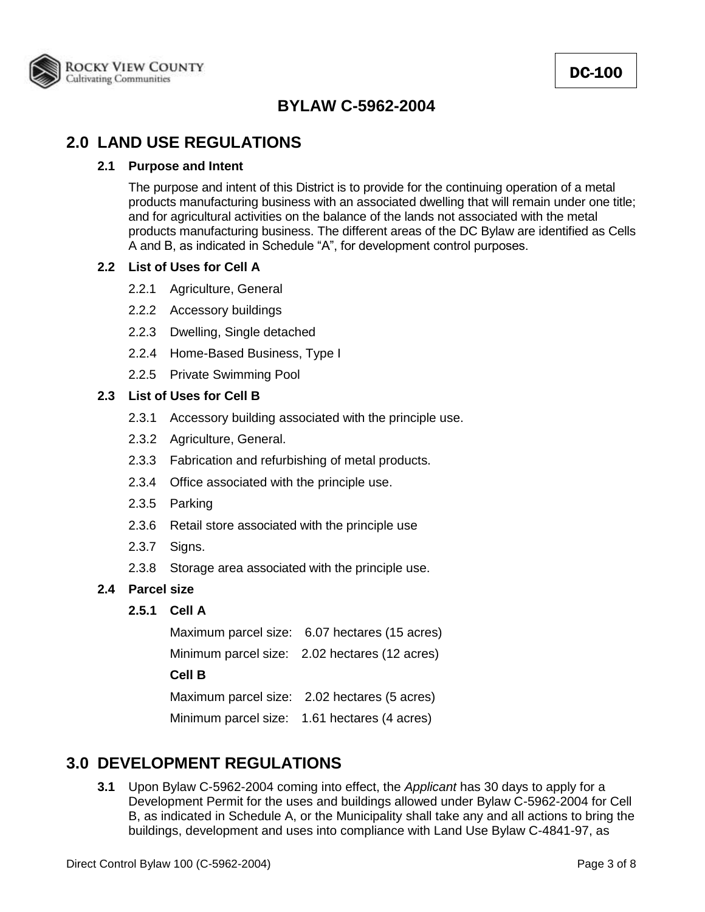DC-100

# BYLAW C-5962-2004

## 2.0 LAND USE REGULATIONS

### 2.1 Purpose and Intent

The purpose and intent of this District is to provide for the continuing operation of a metal products manufacturing business with an associated dwelling that will remain under one title; and for agricultural activities on the balance of the lands not associated with the metal products manufacturing business. The different areas of the DC Bylaw are identified as Cells A and B, as indicated in Schedule "A", for development control purposes.

### 2.2 List of Uses for Cell A

2.2.1 Agriculture, General

2.2.2 Accessory buildings

2.2.3 Dwelling, Single detached

2.2.4 Home-Based Business, Type I

2.2.5 Private Swimming Pool

### 2.3 List of Uses for Cell B

2.3.1 Accessory building associated with the principle use.

2.3.2 Agriculture, General.

2.3.3 Fabrication and refurbishing of metal products.

2.3.4 Office associated with the principle use.

2.3.5 Parking

2.3.6 Retail store associated with the principle use

2.3.7 Signs.

2.3.8 Storage area associated with the principle use.

### 2.4 Parcel size

**2.5.1 Cell A**

Maximum parcel size: 6.07 hectares (15 acres)

Minimum parcel size: 2.02 hectares (12 acres)

**Cell B**

Maximum parcel size: 2.02 hectares (5 acres)

Minimum parcel size: 1.61 hectares (4 acres)

## 3.0 DEVELOPMENT REGULATIONS

**3.1** Upon Bylaw C-5962-2004 coming into effect, the *Applicant* has 30 days to apply for a Development Permit for the uses and buildings allowed under Bylaw C-5962-2004 for Cell B, as indicated in Schedule A, or the Municipality shall take any and all actions to bring the buildings, development and uses into compliance with Land Use Bylaw C-4841-97, as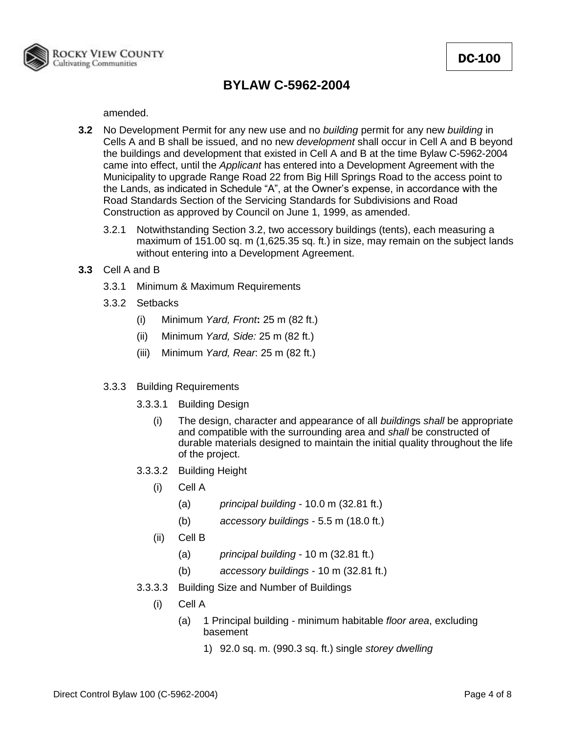amended.

**3.2** No Development Permit for any new use and no *building* permit for any new *building* in Cells A and B shall be issued, and no new *development* shall occur in Cell A and B beyond the buildings and development that existed in Cell A and B at the time Bylaw C-5962-2004 came into effect, until the *Applicant* has entered into a Development Agreement with the Municipality to upgrade Range Road 22 from Big Hill Springs Road to the access point to the Lands, as indicated in Schedule "A", at the Owner's expense, in accordance with the Road Standards Section of the Servicing Standards for Subdivisions and Road Construction as approved by Council on June 1, 1999, as amended.

3.2.1 Notwithstanding Section 3.2, two accessory buildings (tents), each measuring a maximum of 151.00 sq. m (1,625.35 sq. ft.) in size, may remain on the subject lands without entering into a Development Agreement.

**3.3** Cell A and B

3.3.1 Minimum & Maximum Requirements

3.3.2 Setbacks

(i) Minimum *Yard, Front***:** 25 m (82 ft.)

(ii) Minimum *Yard, Side:* 25 m (82 ft.)

(iii) Minimum *Yard, Rear*: 25 m (82 ft.)

3.3.3 Building Requirements

3.3.3.1 Building Design

(i) The design, character and appearance of all *building*s *shall* be appropriate and compatible with the surrounding area and *shall* be constructed of durable materials designed to maintain the initial quality throughout the life of the project.

3.3.3.2 Building Height

(i) Cell A

(a) *principal building* - 10.0 m (32.81 ft.)

(b) *accessory buildings* - 5.5 m (18.0 ft.)

(ii) Cell B

(a) *principal building* - 10 m (32.81 ft.)

(b) *accessory buildings* - 10 m (32.81 ft.)

3.3.3.3 Building Size and Number of Buildings

(i) Cell A

(a) 1 Principal building - minimum habitable *floor area*, excluding basement

1) 92.0 sq. m. (990.3 sq. ft.) single *storey dwelling*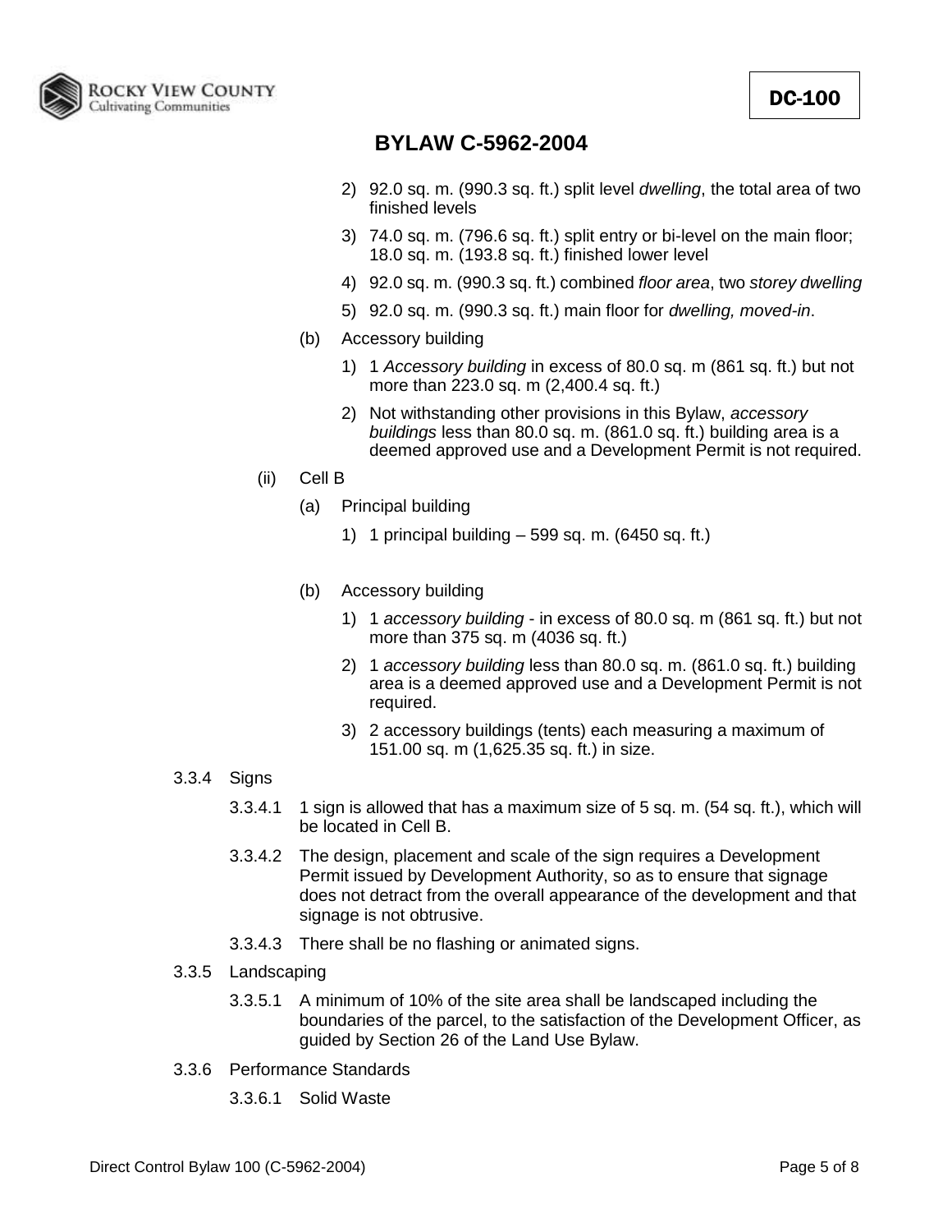2) 92.0 sq. m. (990.3 sq. ft.) split level *dwelling*, the total area of two finished levels

3) 74.0 sq. m. (796.6 sq. ft.) split entry or bi-level on the main floor; 18.0 sq. m. (193.8 sq. ft.) finished lower level

4) 92.0 sq. m. (990.3 sq. ft.) combined *floor area*, two *storey dwelling*

5) 92.0 sq. m. (990.3 sq. ft.) main floor for *dwelling, moved-in*.

(b) Accessory building

1) 1 *Accessory building* in excess of 80.0 sq. m (861 sq. ft.) but not more than 223.0 sq. m (2,400.4 sq. ft.)

2) Not withstanding other provisions in this Bylaw, *accessory buildings* less than 80.0 sq. m. (861.0 sq. ft.) building area is a deemed approved use and a Development Permit is not required.

(ii) Cell B

(a) Principal building

1) 1 principal building – 599 sq. m. (6450 sq. ft.)

(b) Accessory building

1) 1 *accessory building* - in excess of 80.0 sq. m (861 sq. ft.) but not more than 375 sq. m (4036 sq. ft.)

2) 1 *accessory building* less than 80.0 sq. m. (861.0 sq. ft.) building area is a deemed approved use and a Development Permit is not required.

3) 2 accessory buildings (tents) each measuring a maximum of 151.00 sq. m (1,625.35 sq. ft.) in size.

3.3.4 Signs

3.3.4.1 1 sign is allowed that has a maximum size of 5 sq. m. (54 sq. ft.), which will be located in Cell B.

3.3.4.2 The design, placement and scale of the sign requires a Development Permit issued by Development Authority, so as to ensure that signage does not detract from the overall appearance of the development and that signage is not obtrusive.

3.3.4.3 There shall be no flashing or animated signs.

3.3.5 Landscaping

3.3.5.1 A minimum of 10% of the site area shall be landscaped including the boundaries of the parcel, to the satisfaction of the Development Officer, as guided by Section 26 of the Land Use Bylaw.

3.3.6 Performance Standards

3.3.6.1 Solid Waste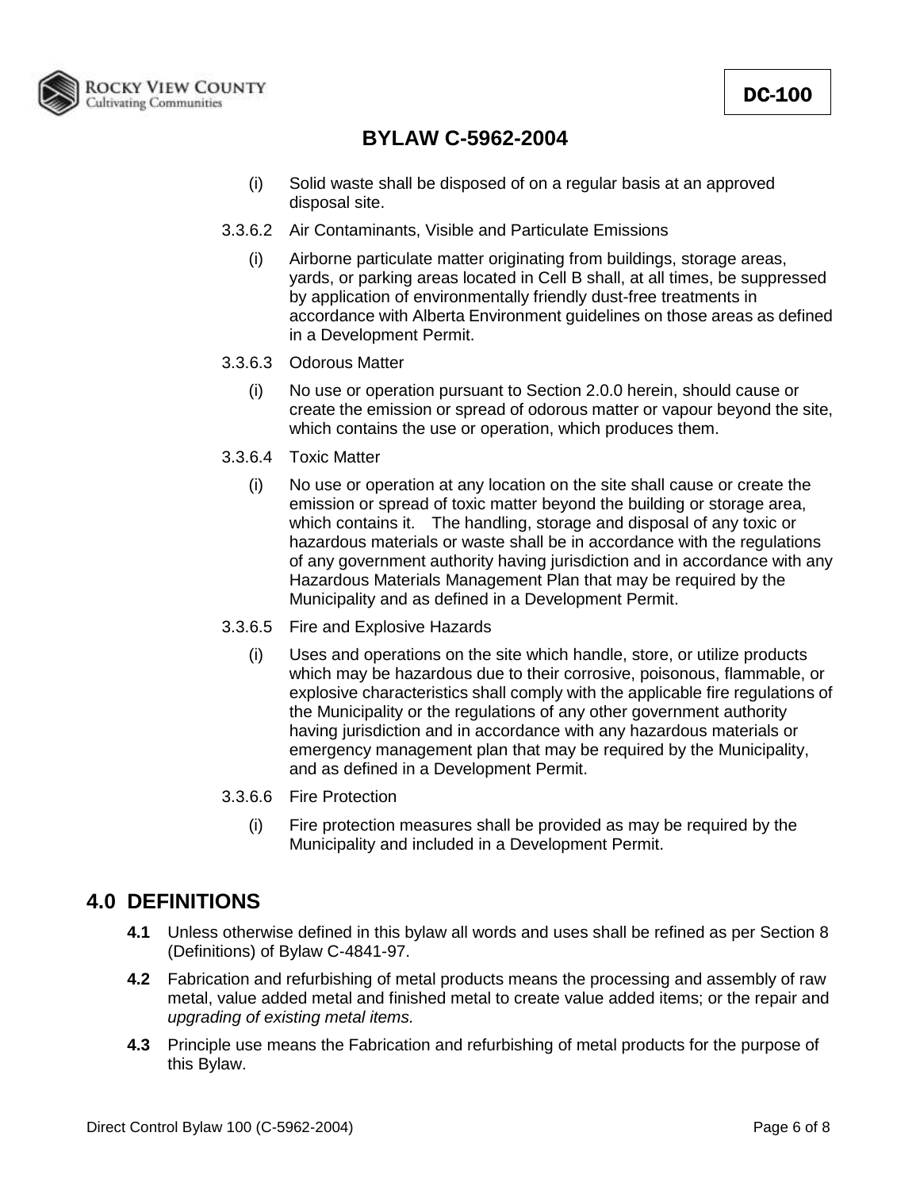(i) Solid waste shall be disposed of on a regular basis at an approved disposal site.

3.3.6.2 Air Contaminants, Visible and Particulate Emissions

(i) Airborne particulate matter originating from buildings, storage areas, yards, or parking areas located in Cell B shall, at all times, be suppressed by application of environmentally friendly dust-free treatments in accordance with Alberta Environment guidelines on those areas as defined in a Development Permit.

3.3.6.3 Odorous Matter

(i) No use or operation pursuant to Section 2.0.0 herein, should cause or create the emission or spread of odorous matter or vapour beyond the site, which contains the use or operation, which produces them.

3.3.6.4 Toxic Matter

(i) No use or operation at any location on the site shall cause or create the emission or spread of toxic matter beyond the building or storage area, which contains it. The handling, storage and disposal of any toxic or hazardous materials or waste shall be in accordance with the regulations of any government authority having jurisdiction and in accordance with any Hazardous Materials Management Plan that may be required by the Municipality and as defined in a Development Permit.

3.3.6.5 Fire and Explosive Hazards

(i) Uses and operations on the site which handle, store, or utilize products which may be hazardous due to their corrosive, poisonous, flammable, or explosive characteristics shall comply with the applicable fire regulations of the Municipality or the regulations of any other government authority having jurisdiction and in accordance with any hazardous materials or emergency management plan that may be required by the Municipality, and as defined in a Development Permit.

3.3.6.6 Fire Protection

(i) Fire protection measures shall be provided as may be required by the Municipality and included in a Development Permit.

## 4.0 DEFINITIONS

**4.1** Unless otherwise defined in this bylaw all words and uses shall be refined as per Section 8 (Definitions) of Bylaw C-4841-97.

**4.2** Fabrication and refurbishing of metal products means the processing and assembly of raw metal, value added metal and finished metal to create value added items; or the repair and *upgrading of existing metal items.*

**4.3** Principle use means the Fabrication and refurbishing of metal products for the purpose of this Bylaw.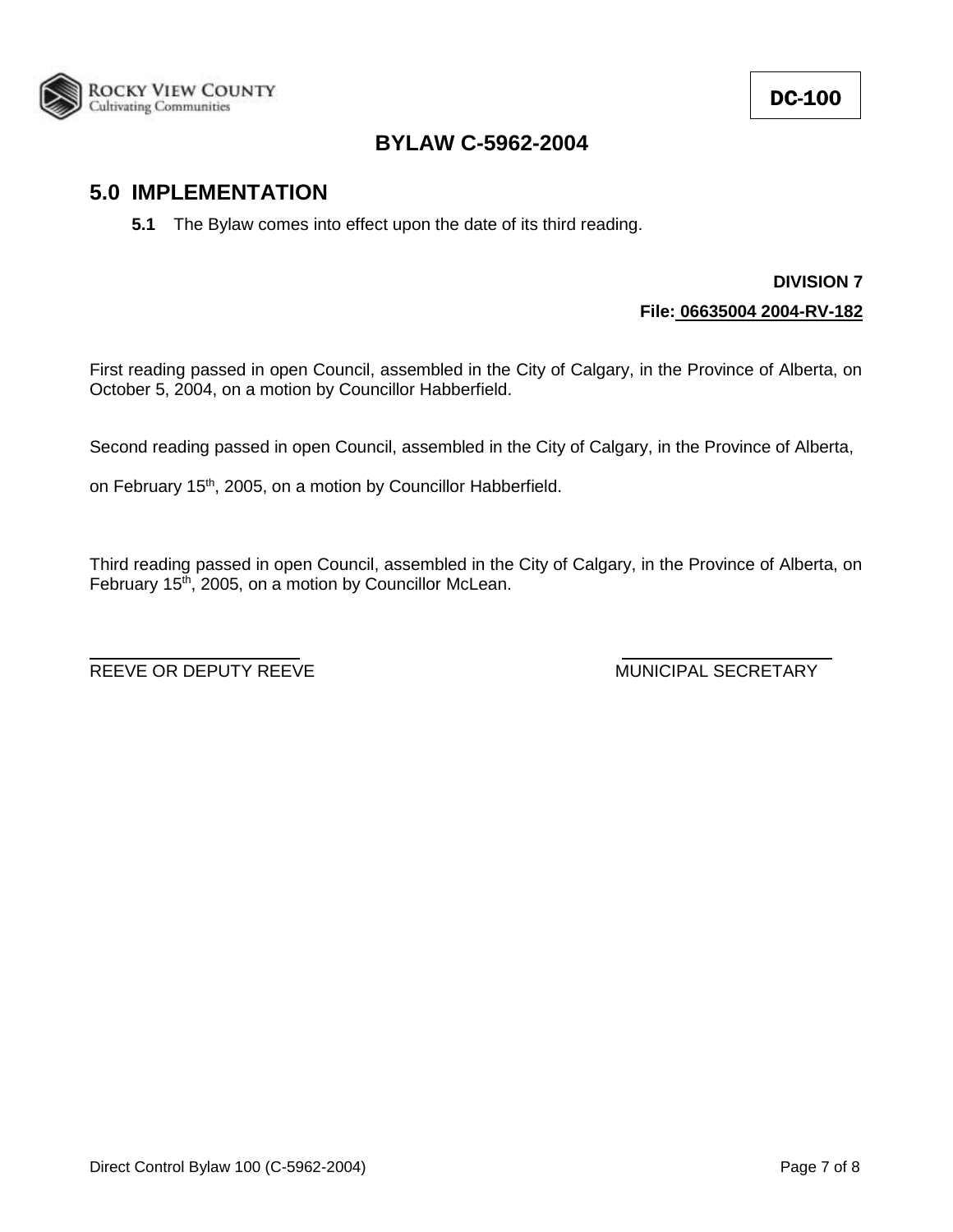DC-100

# BYLAW C-5962-2004

## 5.0 IMPLEMENTATION

**5.1** The Bylaw comes into effect upon the date of its third reading.

**DIVISION 7**

**File: 06635004 2004-RV-182**

First reading passed in open Council, assembled in the City of Calgary, in the Province of Alberta, on October 5, 2004, on a motion by Councillor Habberfield.

Second reading passed in open Council, assembled in the City of Calgary, in the Province of Alberta, on February 15th, 2005, on a motion by Councillor Habberfield.

Third reading passed in open Council, assembled in the City of Calgary, in the Province of Alberta, on February 15th, 2005, on a motion by Councillor McLean.

REEVE OR DEPUTY REEVE

MUNICIPAL SECRETARY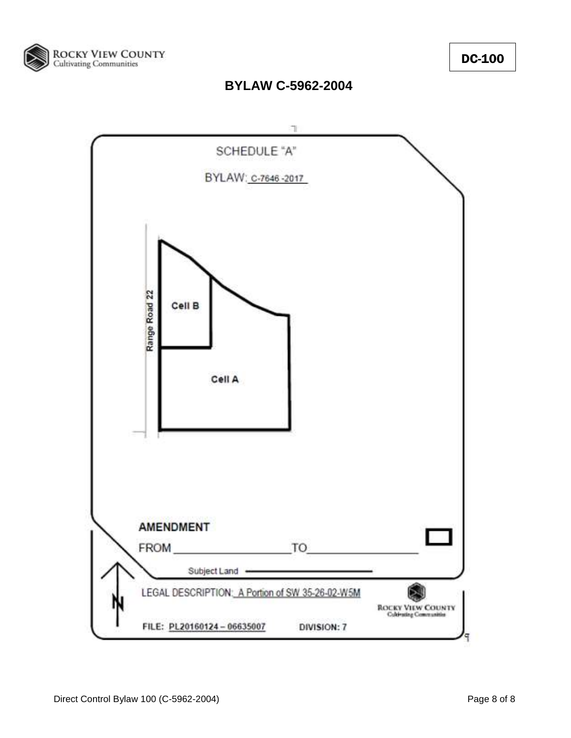DC-100

# BYLAW C-5962-2004

SCHEDULE "A"

BYLAW: C-7646 -2017

Range Road 22

Cell B

Cell A

AMENDMENT

FROM ___________________ TO _________________

Subject Land

LEGAL DESCRIPTION: A Portion of SW 35-26-02-W5M

FILE: PL20160124 – 06635007

DIVISION: 7